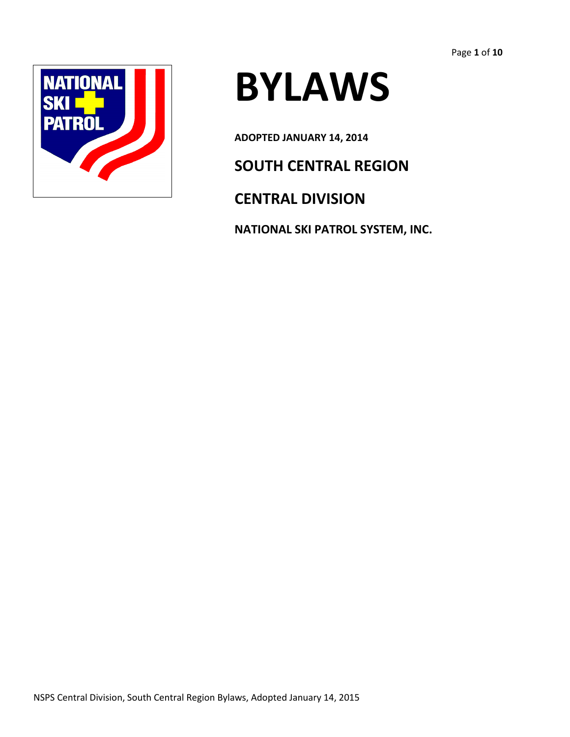# BYLAWS

**ADOPTED JANUARY 14, 2014**

## SOUTH CENTRAL REGION

## CENTRAL DIVISION

**NATIONAL SKI PATROL SYSTEM, INC.**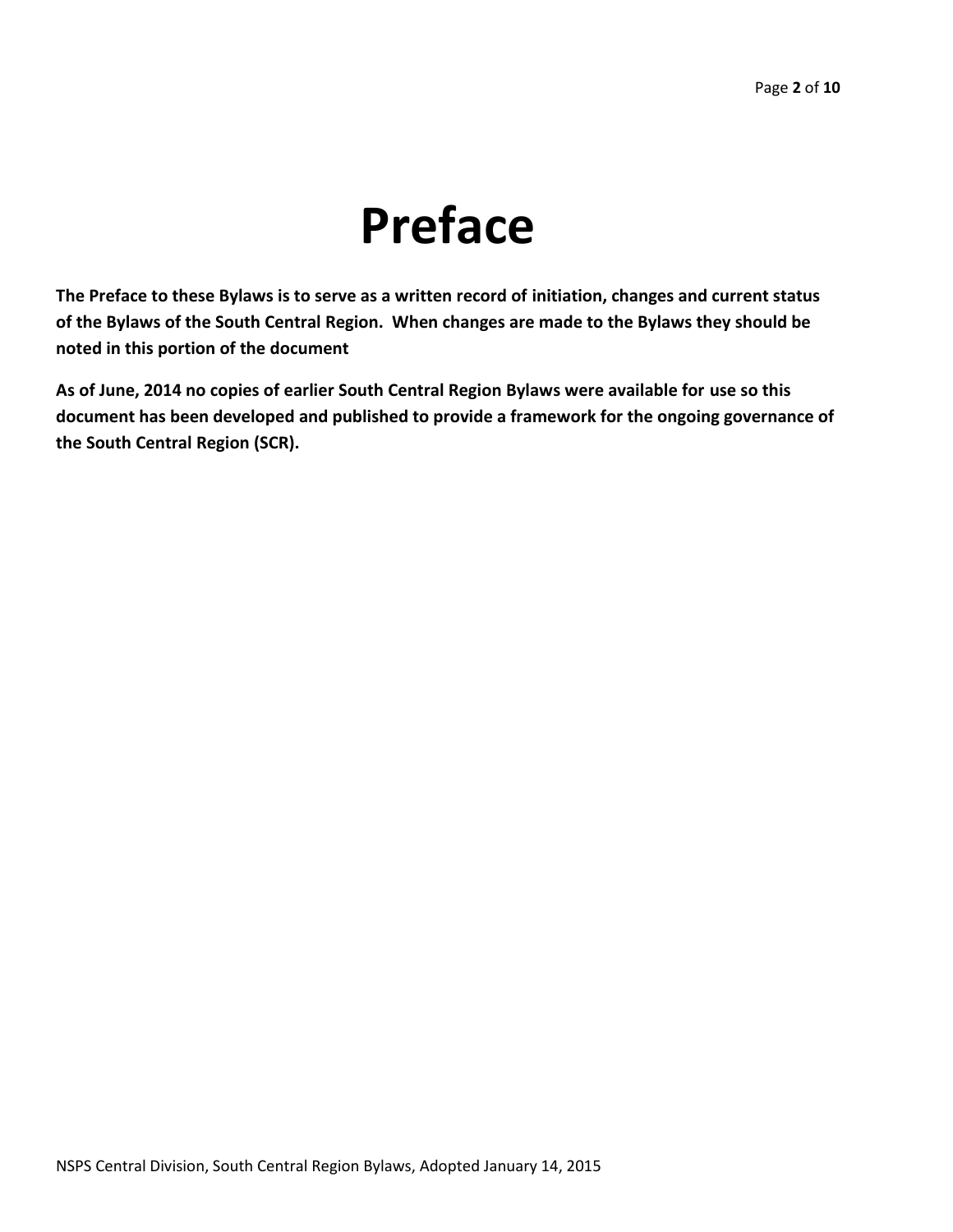# Preface

**The Preface to these Bylaws is to serve as a written record of initiation, changes and current status of the Bylaws of the South Central Region. When changes are made to the Bylaws they should be noted in this portion of the document**

**As of June, 2014 no copies of earlier South Central Region Bylaws were available for use so this document has been developed and published to provide a framework for the ongoing governance of the South Central Region (SCR).**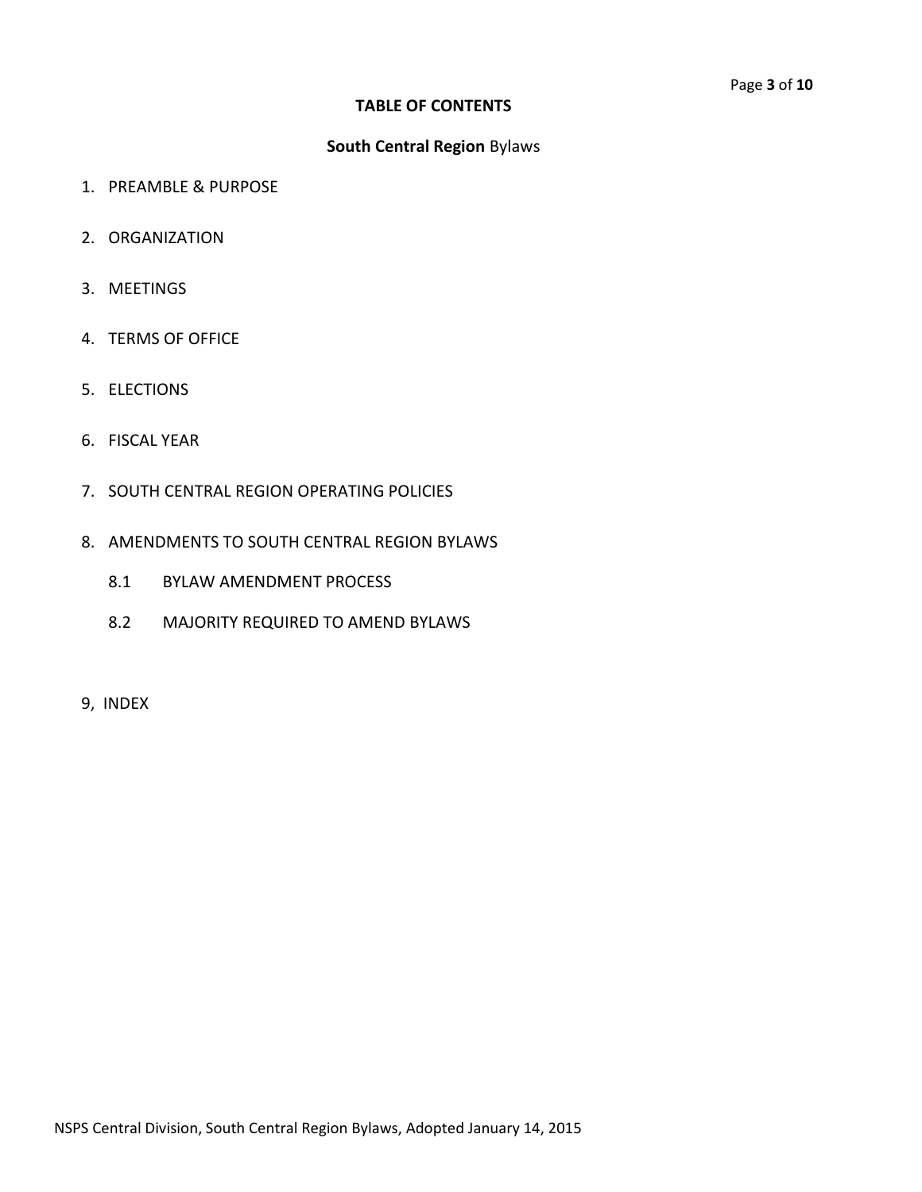**TABLE OF CONTENTS**

**South Central Region** Bylaws

1. PREAMBLE & PURPOSE
2. ORGANIZATION
3. MEETINGS
4. TERMS OF OFFICE
5. ELECTIONS
6. FISCAL YEAR
7. SOUTH CENTRAL REGION OPERATING POLICIES
8. AMENDMENTS TO SOUTH CENTRAL REGION BYLAWS
    - 8.1 BYLAW AMENDMENT PROCESS
    - 8.2 MAJORITY REQUIRED TO AMEND BYLAWS

9, INDEX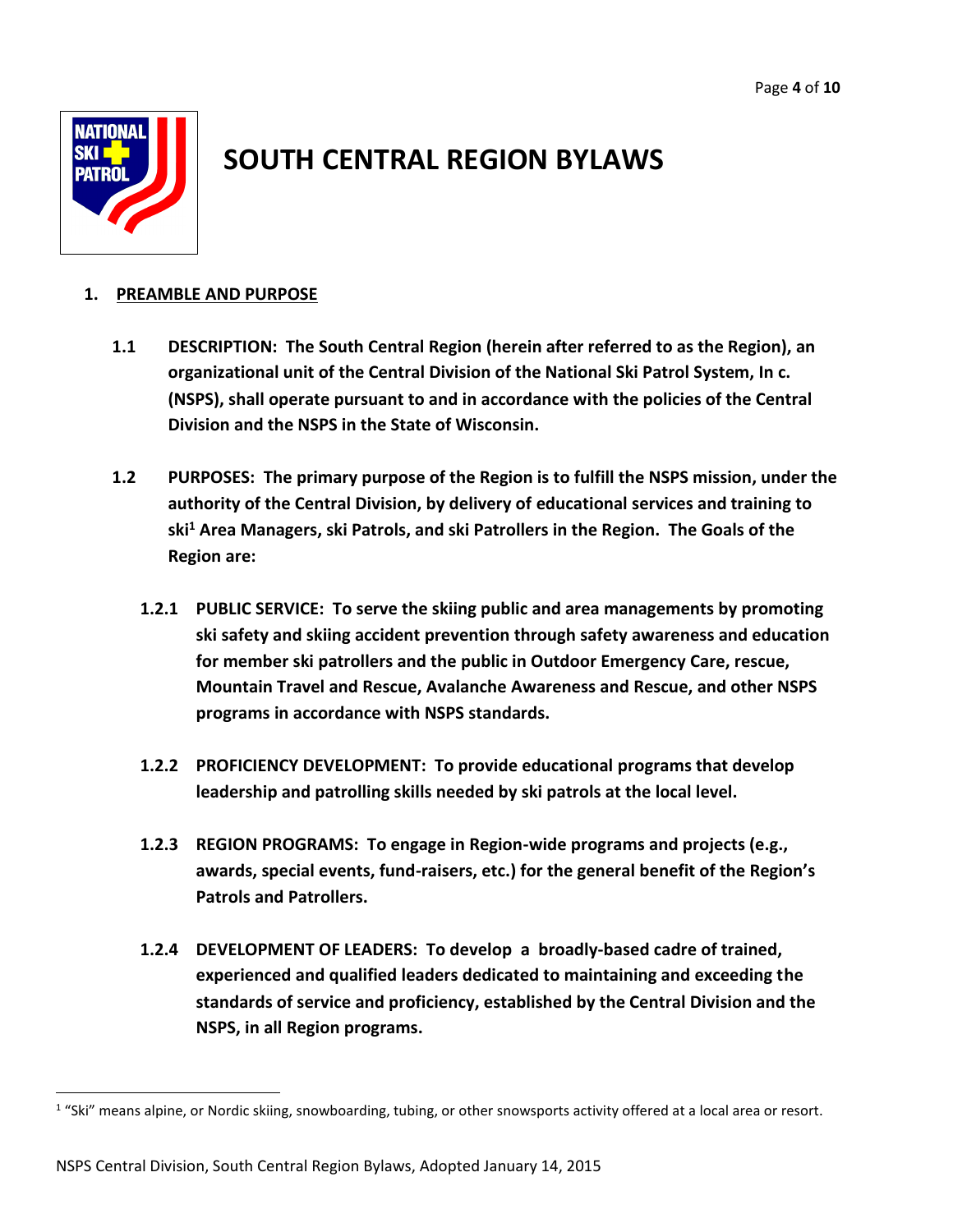# SOUTH CENTRAL REGION BYLAWS

## 1. PREAMBLE AND PURPOSE

**1.1 DESCRIPTION: The South Central Region (herein after referred to as the Region), an organizational unit of the Central Division of the National Ski Patrol System, In c. (NSPS), shall operate pursuant to and in accordance with the policies of the Central Division and the NSPS in the State of Wisconsin.**

**1.2 PURPOSES: The primary purpose of the Region is to fulfill the NSPS mission, under the authority of the Central Division, by delivery of educational services and training to ski[1] Area Managers, ski Patrols, and ski Patrollers in the Region. The Goals of the Region are:**

**1.2.1 PUBLIC SERVICE: To serve the skiing public and area managements by promoting ski safety and skiing accident prevention through safety awareness and education for member ski patrollers and the public in Outdoor Emergency Care, rescue, Mountain Travel and Rescue, Avalanche Awareness and Rescue, and other NSPS programs in accordance with NSPS standards.**

**1.2.2 PROFICIENCY DEVELOPMENT: To provide educational programs that develop leadership and patrolling skills needed by ski patrols at the local level.**

**1.2.3 REGION PROGRAMS: To engage in Region-wide programs and projects (e.g., awards, special events, fund-raisers, etc.) for the general benefit of the Region's Patrols and Patrollers.**

**1.2.4 DEVELOPMENT OF LEADERS: To develop a broadly-based cadre of trained, experienced and qualified leaders dedicated to maintaining and exceeding the standards of service and proficiency, established by the Central Division and the NSPS, in all Region programs.**

[1] "Ski" means alpine, or Nordic skiing, snowboarding, tubing, or other snowsports activity offered at a local area or resort.

NSPS Central Division, South Central Region Bylaws, Adopted January 14, 2015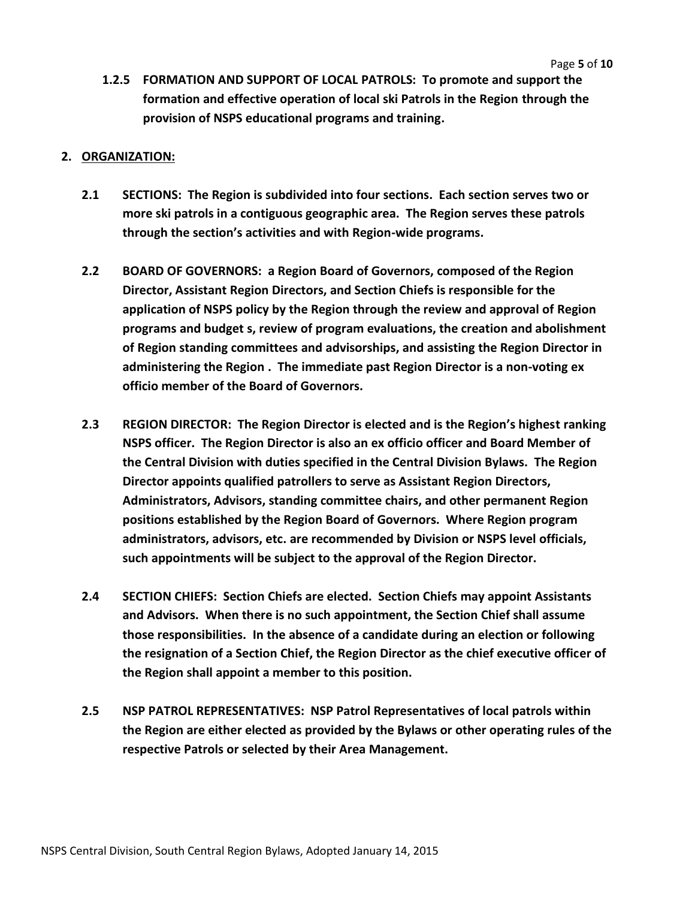**1.2.5 FORMATION AND SUPPORT OF LOCAL PATROLS: To promote and support the formation and effective operation of local ski Patrols in the Region through the provision of NSPS educational programs and training.**

## 2. ORGANIZATION:

**2.1 SECTIONS: The Region is subdivided into four sections. Each section serves two or more ski patrols in a contiguous geographic area. The Region serves these patrols through the section's activities and with Region-wide programs.**

**2.2 BOARD OF GOVERNORS: a Region Board of Governors, composed of the Region Director, Assistant Region Directors, and Section Chiefs is responsible for the application of NSPS policy by the Region through the review and approval of Region programs and budget s, review of program evaluations, the creation and abolishment of Region standing committees and advisorships, and assisting the Region Director in administering the Region . The immediate past Region Director is a non-voting ex officio member of the Board of Governors.**

**2.3 REGION DIRECTOR: The Region Director is elected and is the Region's highest ranking NSPS officer. The Region Director is also an ex officio officer and Board Member of the Central Division with duties specified in the Central Division Bylaws. The Region Director appoints qualified patrollers to serve as Assistant Region Directors, Administrators, Advisors, standing committee chairs, and other permanent Region positions established by the Region Board of Governors. Where Region program administrators, advisors, etc. are recommended by Division or NSPS level officials, such appointments will be subject to the approval of the Region Director.**

**2.4 SECTION CHIEFS: Section Chiefs are elected. Section Chiefs may appoint Assistants and Advisors. When there is no such appointment, the Section Chief shall assume those responsibilities. In the absence of a candidate during an election or following the resignation of a Section Chief, the Region Director as the chief executive officer of the Region shall appoint a member to this position.**

**2.5 NSP PATROL REPRESENTATIVES: NSP Patrol Representatives of local patrols within the Region are either elected as provided by the Bylaws or other operating rules of the respective Patrols or selected by their Area Management.**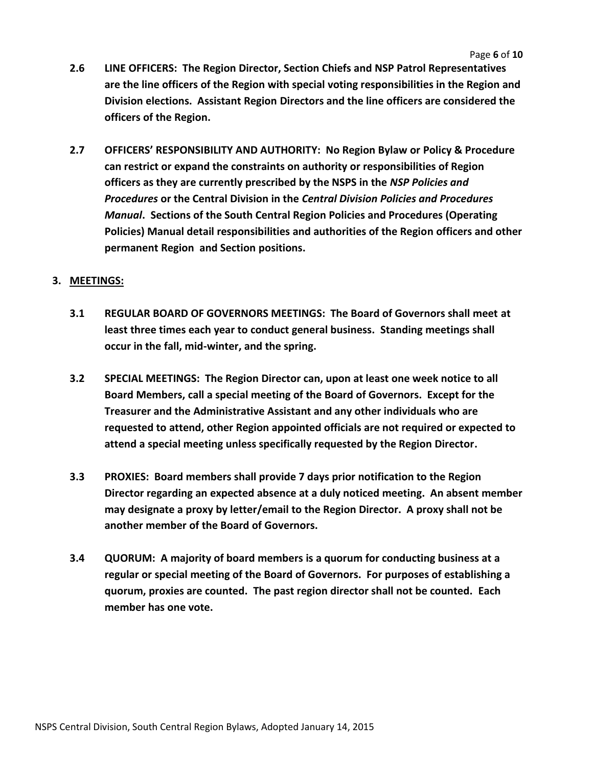**2.6 LINE OFFICERS: The Region Director, Section Chiefs and NSP Patrol Representatives are the line officers of the Region with special voting responsibilities in the Region and Division elections. Assistant Region Directors and the line officers are considered the officers of the Region.**

**2.7 OFFICERS' RESPONSIBILITY AND AUTHORITY: No Region Bylaw or Policy & Procedure can restrict or expand the constraints on authority or responsibilities of Region officers as they are currently prescribed by the NSPS in the *NSP Policies and Procedures* or the Central Division in the *Central Division Policies and Procedures Manual*. Sections of the South Central Region Policies and Procedures (Operating Policies) Manual detail responsibilities and authorities of the Region officers and other permanent Region and Section positions.**

## 3. MEETINGS:

**3.1 REGULAR BOARD OF GOVERNORS MEETINGS: The Board of Governors shall meet at least three times each year to conduct general business. Standing meetings shall occur in the fall, mid-winter, and the spring.**

**3.2 SPECIAL MEETINGS: The Region Director can, upon at least one week notice to all Board Members, call a special meeting of the Board of Governors. Except for the Treasurer and the Administrative Assistant and any other individuals who are requested to attend, other Region appointed officials are not required or expected to attend a special meeting unless specifically requested by the Region Director.**

**3.3 PROXIES: Board members shall provide 7 days prior notification to the Region Director regarding an expected absence at a duly noticed meeting. An absent member may designate a proxy by letter/email to the Region Director. A proxy shall not be another member of the Board of Governors.**

**3.4 QUORUM: A majority of board members is a quorum for conducting business at a regular or special meeting of the Board of Governors. For purposes of establishing a quorum, proxies are counted. The past region director shall not be counted. Each member has one vote.**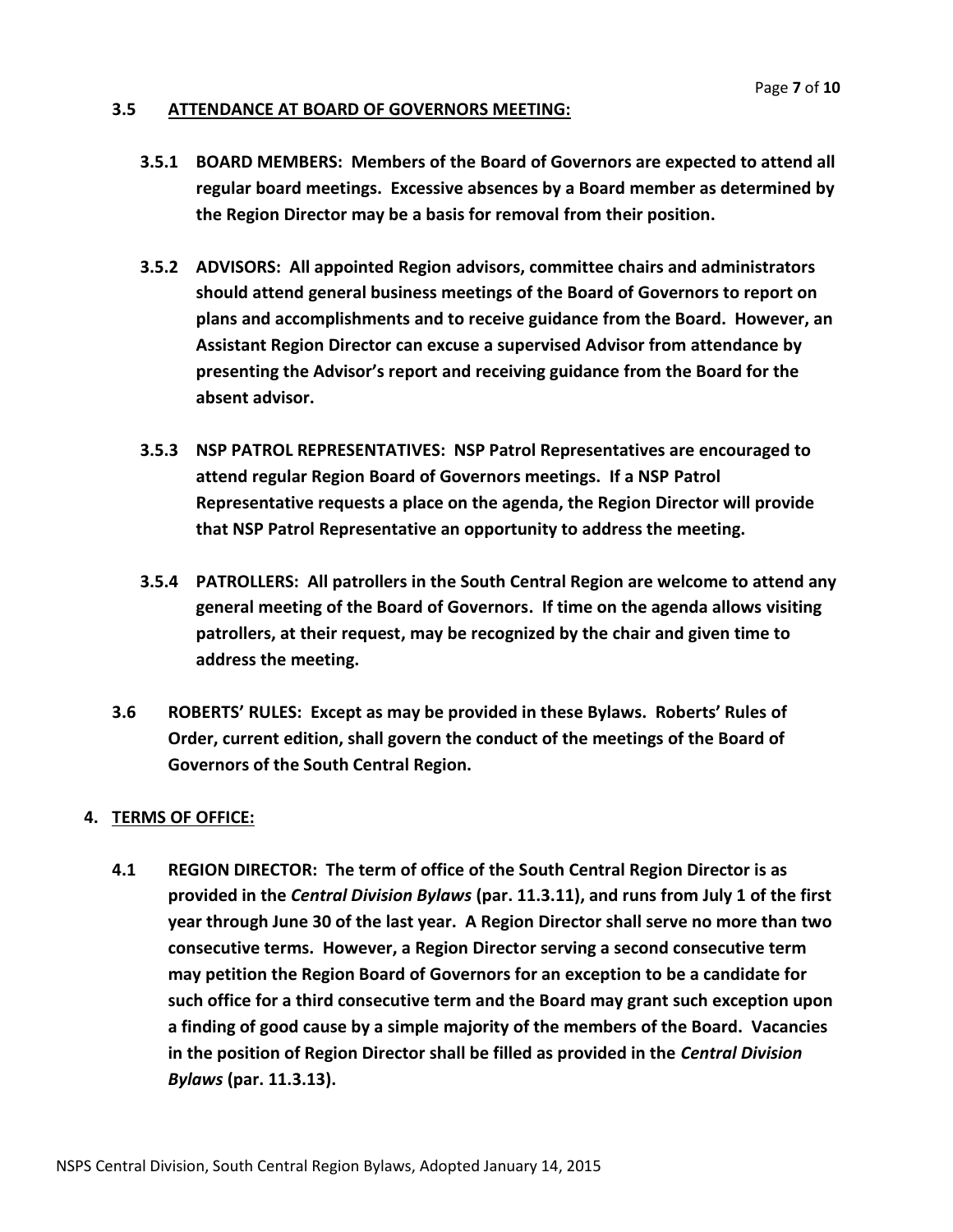### 3.5 ATTENDANCE AT BOARD OF GOVERNORS MEETING:

**3.5.1 BOARD MEMBERS: Members of the Board of Governors are expected to attend all regular board meetings. Excessive absences by a Board member as determined by the Region Director may be a basis for removal from their position.**

**3.5.2 ADVISORS: All appointed Region advisors, committee chairs and administrators should attend general business meetings of the Board of Governors to report on plans and accomplishments and to receive guidance from the Board. However, an Assistant Region Director can excuse a supervised Advisor from attendance by presenting the Advisor's report and receiving guidance from the Board for the absent advisor.**

**3.5.3 NSP PATROL REPRESENTATIVES: NSP Patrol Representatives are encouraged to attend regular Region Board of Governors meetings. If a NSP Patrol Representative requests a place on the agenda, the Region Director will provide that NSP Patrol Representative an opportunity to address the meeting.**

**3.5.4 PATROLLERS: All patrollers in the South Central Region are welcome to attend any general meeting of the Board of Governors. If time on the agenda allows visiting patrollers, at their request, may be recognized by the chair and given time to address the meeting.**

**3.6 ROBERTS' RULES: Except as may be provided in these Bylaws. Roberts' Rules of Order, current edition, shall govern the conduct of the meetings of the Board of Governors of the South Central Region.**

## 4. TERMS OF OFFICE:

**4.1 REGION DIRECTOR: The term of office of the South Central Region Director is as provided in the *Central Division Bylaws* (par. 11.3.11), and runs from July 1 of the first year through June 30 of the last year. A Region Director shall serve no more than two consecutive terms. However, a Region Director serving a second consecutive term may petition the Region Board of Governors for an exception to be a candidate for such office for a third consecutive term and the Board may grant such exception upon a finding of good cause by a simple majority of the members of the Board. Vacancies in the position of Region Director shall be filled as provided in the *Central Division Bylaws* (par. 11.3.13).**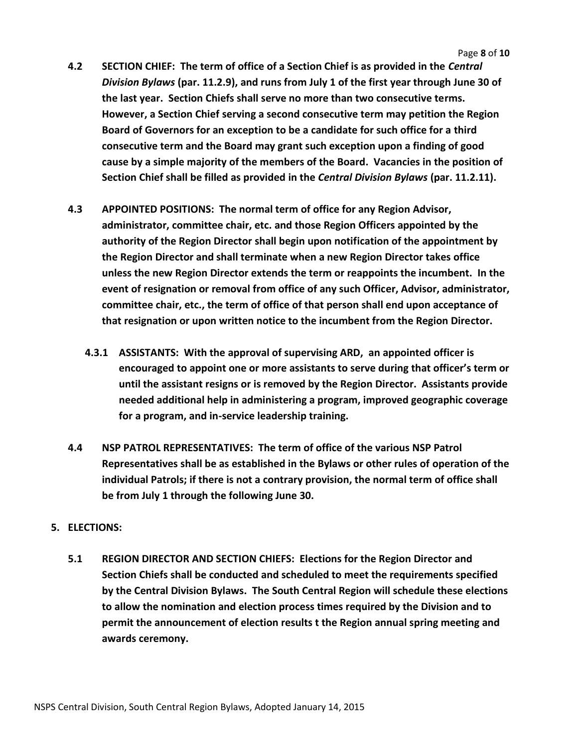**4.2 SECTION CHIEF: The term of office of a Section Chief is as provided in the *Central Division Bylaws* (par. 11.2.9), and runs from July 1 of the first year through June 30 of the last year. Section Chiefs shall serve no more than two consecutive terms. However, a Section Chief serving a second consecutive term may petition the Region Board of Governors for an exception to be a candidate for such office for a third consecutive term and the Board may grant such exception upon a finding of good cause by a simple majority of the members of the Board. Vacancies in the position of Section Chief shall be filled as provided in the *Central Division Bylaws* (par. 11.2.11).**

**4.3 APPOINTED POSITIONS: The normal term of office for any Region Advisor, administrator, committee chair, etc. and those Region Officers appointed by the authority of the Region Director shall begin upon notification of the appointment by the Region Director and shall terminate when a new Region Director takes office unless the new Region Director extends the term or reappoints the incumbent. In the event of resignation or removal from office of any such Officer, Advisor, administrator, committee chair, etc., the term of office of that person shall end upon acceptance of that resignation or upon written notice to the incumbent from the Region Director.**

**4.3.1 ASSISTANTS: With the approval of supervising ARD, an appointed officer is encouraged to appoint one or more assistants to serve during that officer's term or until the assistant resigns or is removed by the Region Director. Assistants provide needed additional help in administering a program, improved geographic coverage for a program, and in-service leadership training.**

**4.4 NSP PATROL REPRESENTATIVES: The term of office of the various NSP Patrol Representatives shall be as established in the Bylaws or other rules of operation of the individual Patrols; if there is not a contrary provision, the normal term of office shall be from July 1 through the following June 30.**

## 5. ELECTIONS:

**5.1 REGION DIRECTOR AND SECTION CHIEFS: Elections for the Region Director and Section Chiefs shall be conducted and scheduled to meet the requirements specified by the Central Division Bylaws. The South Central Region will schedule these elections to allow the nomination and election process times required by the Division and to permit the announcement of election results t the Region annual spring meeting and awards ceremony.**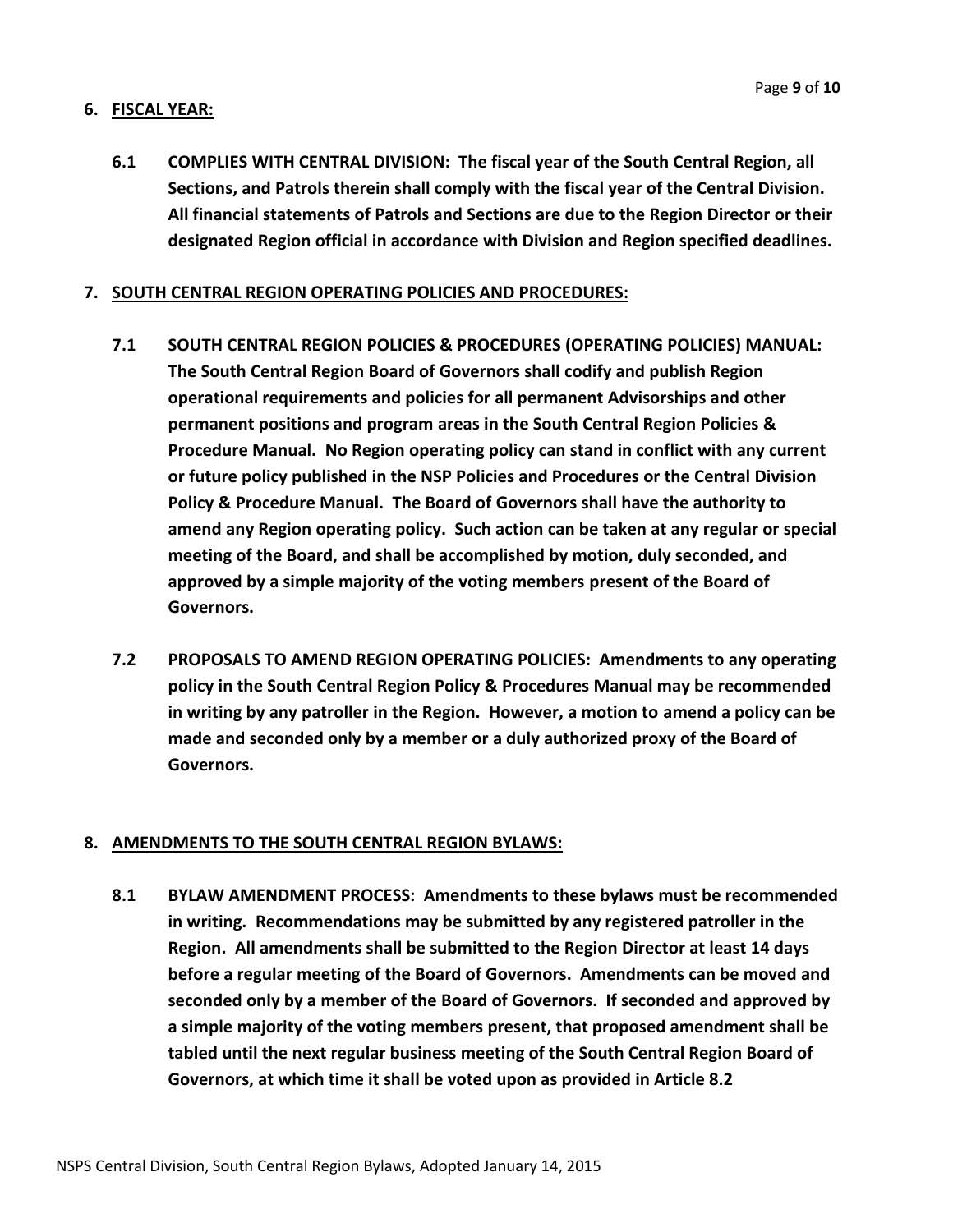## 6. FISCAL YEAR:

**6.1 COMPLIES WITH CENTRAL DIVISION: The fiscal year of the South Central Region, all Sections, and Patrols therein shall comply with the fiscal year of the Central Division. All financial statements of Patrols and Sections are due to the Region Director or their designated Region official in accordance with Division and Region specified deadlines.**

## 7. SOUTH CENTRAL REGION OPERATING POLICIES AND PROCEDURES:

**7.1 SOUTH CENTRAL REGION POLICIES & PROCEDURES (OPERATING POLICIES) MANUAL: The South Central Region Board of Governors shall codify and publish Region operational requirements and policies for all permanent Advisorships and other permanent positions and program areas in the South Central Region Policies & Procedure Manual. No Region operating policy can stand in conflict with any current or future policy published in the NSP Policies and Procedures or the Central Division Policy & Procedure Manual. The Board of Governors shall have the authority to amend any Region operating policy. Such action can be taken at any regular or special meeting of the Board, and shall be accomplished by motion, duly seconded, and approved by a simple majority of the voting members present of the Board of Governors.**

**7.2 PROPOSALS TO AMEND REGION OPERATING POLICIES: Amendments to any operating policy in the South Central Region Policy & Procedures Manual may be recommended in writing by any patroller in the Region. However, a motion to amend a policy can be made and seconded only by a member or a duly authorized proxy of the Board of Governors.**

## 8. AMENDMENTS TO THE SOUTH CENTRAL REGION BYLAWS:

**8.1 BYLAW AMENDMENT PROCESS: Amendments to these bylaws must be recommended in writing. Recommendations may be submitted by any registered patroller in the Region. All amendments shall be submitted to the Region Director at least 14 days before a regular meeting of the Board of Governors. Amendments can be moved and seconded only by a member of the Board of Governors. If seconded and approved by a simple majority of the voting members present, that proposed amendment shall be tabled until the next regular business meeting of the South Central Region Board of Governors, at which time it shall be voted upon as provided in Article 8.2**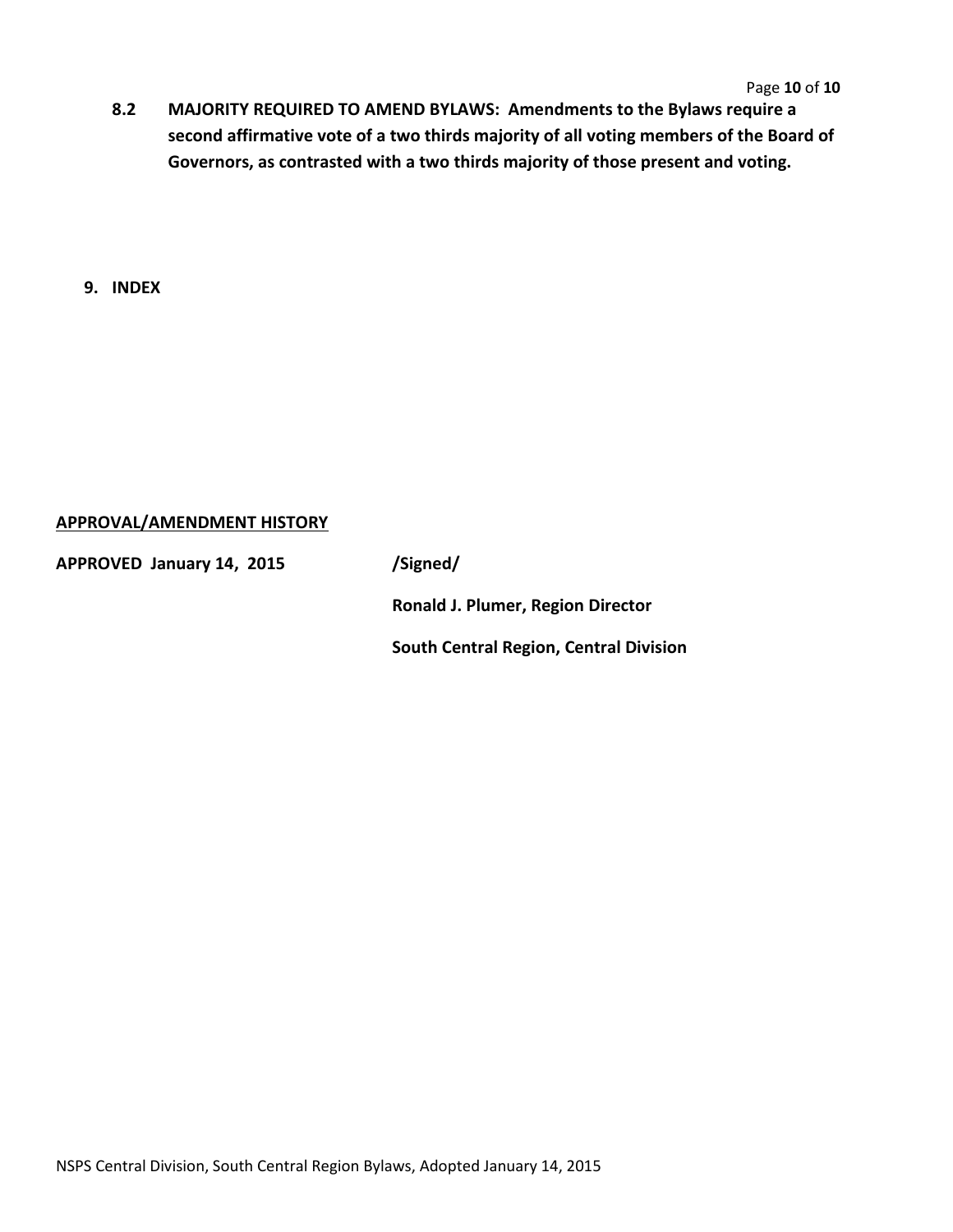**8.2 MAJORITY REQUIRED TO AMEND BYLAWS: Amendments to the Bylaws require a second affirmative vote of a two thirds majority of all voting members of the Board of Governors, as contrasted with a two thirds majority of those present and voting.**

## 9. INDEX

**APPROVAL/AMENDMENT HISTORY**

**APPROVED January 14, 2015** **/Signed/**

**Ronald J. Plumer, Region Director**

**South Central Region, Central Division**